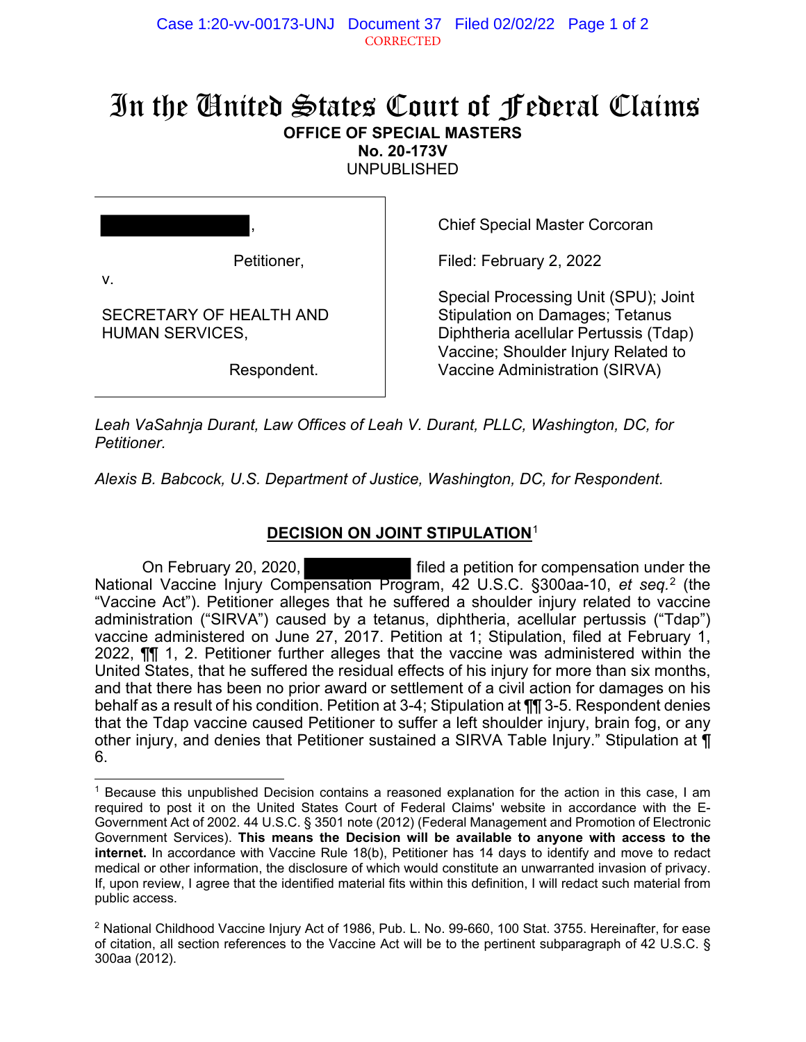# In the United States Court of Federal Claims

**OFFICE OF SPECIAL MASTERS**
**No. 20-173V**
UNPUBLISHED

| | |
|---|---|
| [REDACTED], Petitioner, v. SECRETARY OF HEALTH AND HUMAN SERVICES, Respondent. | Chief Special Master Corcoran<br><br>Filed: February 2, 2022<br><br>Special Processing Unit (SPU); Joint Stipulation on Damages; Tetanus Diphtheria acellular Pertussis (Tdap) Vaccine; Shoulder Injury Related to Vaccine Administration (SIRVA) |

*Leah VaSahnja Durant, Law Offices of Leah V. Durant, PLLC, Washington, DC, for Petitioner.*

*Alexis B. Babcock, U.S. Department of Justice, Washington, DC, for Respondent.*

## DECISION ON JOINT STIPULATION[1]

On February 20, 2020, [REDACTED] filed a petition for compensation under the National Vaccine Injury Compensation Program, 42 U.S.C. §300aa-10, *et seq.*[2] (the "Vaccine Act"). Petitioner alleges that he suffered a shoulder injury related to vaccine administration ("SIRVA") caused by a tetanus, diphtheria, acellular pertussis ("Tdap") vaccine administered on June 27, 2017. Petition at 1; Stipulation, filed at February 1, 2022, ¶¶ 1, 2. Petitioner further alleges that the vaccine was administered within the United States, that he suffered the residual effects of his injury for more than six months, and that there has been no prior award or settlement of a civil action for damages on his behalf as a result of his condition. Petition at 3-4; Stipulation at ¶¶ 3-5. Respondent denies that the Tdap vaccine caused Petitioner to suffer a left shoulder injury, brain fog, or any other injury, and denies that Petitioner sustained a SIRVA Table Injury." Stipulation at ¶ 6.

[1] Because this unpublished Decision contains a reasoned explanation for the action in this case, I am required to post it on the United States Court of Federal Claims' website in accordance with the E-Government Act of 2002. 44 U.S.C. § 3501 note (2012) (Federal Management and Promotion of Electronic Government Services). **This means the Decision will be available to anyone with access to the internet.** In accordance with Vaccine Rule 18(b), Petitioner has 14 days to identify and move to redact medical or other information, the disclosure of which would constitute an unwarranted invasion of privacy. If, upon review, I agree that the identified material fits within this definition, I will redact such material from public access.

[2] National Childhood Vaccine Injury Act of 1986, Pub. L. No. 99-660, 100 Stat. 3755. Hereinafter, for ease of citation, all section references to the Vaccine Act will be to the pertinent subparagraph of 42 U.S.C. § 300aa (2012).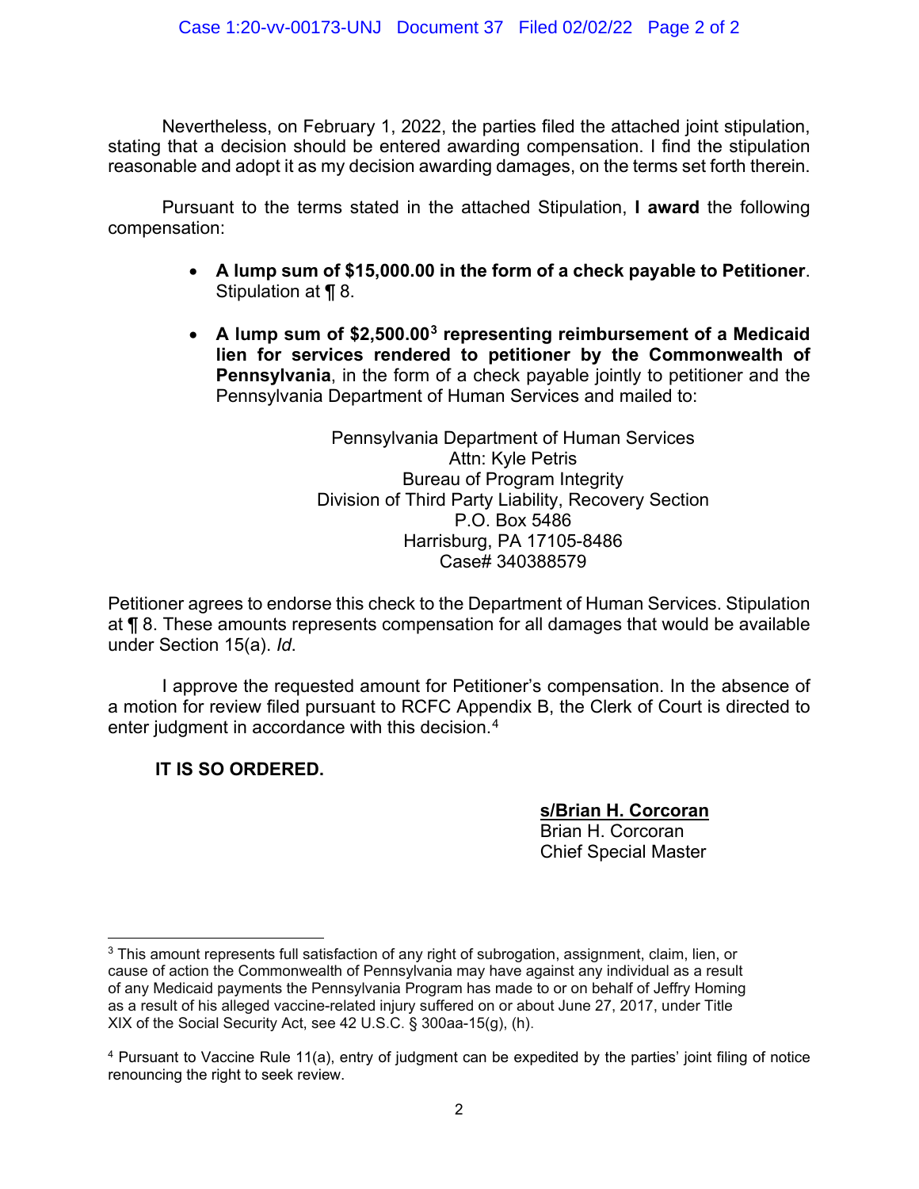Nevertheless, on February 1, 2022, the parties filed the attached joint stipulation, stating that a decision should be entered awarding compensation. I find the stipulation reasonable and adopt it as my decision awarding damages, on the terms set forth therein.

Pursuant to the terms stated in the attached Stipulation, **I award** the following compensation:

- **A lump sum of $15,000.00 in the form of a check payable to Petitioner**. Stipulation at ¶ 8.

- **A lump sum of $2,500.00[3] representing reimbursement of a Medicaid lien for services rendered to petitioner by the Commonwealth of Pennsylvania**, in the form of a check payable jointly to petitioner and the Pennsylvania Department of Human Services and mailed to:

  Pennsylvania Department of Human Services  
  Attn: Kyle Petris  
  Bureau of Program Integrity  
  Division of Third Party Liability, Recovery Section  
  P.O. Box 5486  
  Harrisburg, PA 17105-8486  
  Case# 340388579

Petitioner agrees to endorse this check to the Department of Human Services. Stipulation at ¶ 8. These amounts represents compensation for all damages that would be available under Section 15(a). *Id*.

I approve the requested amount for Petitioner's compensation. In the absence of a motion for review filed pursuant to RCFC Appendix B, the Clerk of Court is directed to enter judgment in accordance with this decision.[4]

**IT IS SO ORDERED.**

**s/Brian H. Corcoran**  
Brian H. Corcoran  
Chief Special Master

---

[3] This amount represents full satisfaction of any right of subrogation, assignment, claim, lien, or cause of action the Commonwealth of Pennsylvania may have against any individual as a result of any Medicaid payments the Pennsylvania Program has made to or on behalf of Jeffry Homing as a result of his alleged vaccine-related injury suffered on or about June 27, 2017, under Title XIX of the Social Security Act, see 42 U.S.C. § 300aa-15(g), (h).

[4] Pursuant to Vaccine Rule 11(a), entry of judgment can be expedited by the parties' joint filing of notice renouncing the right to seek review.